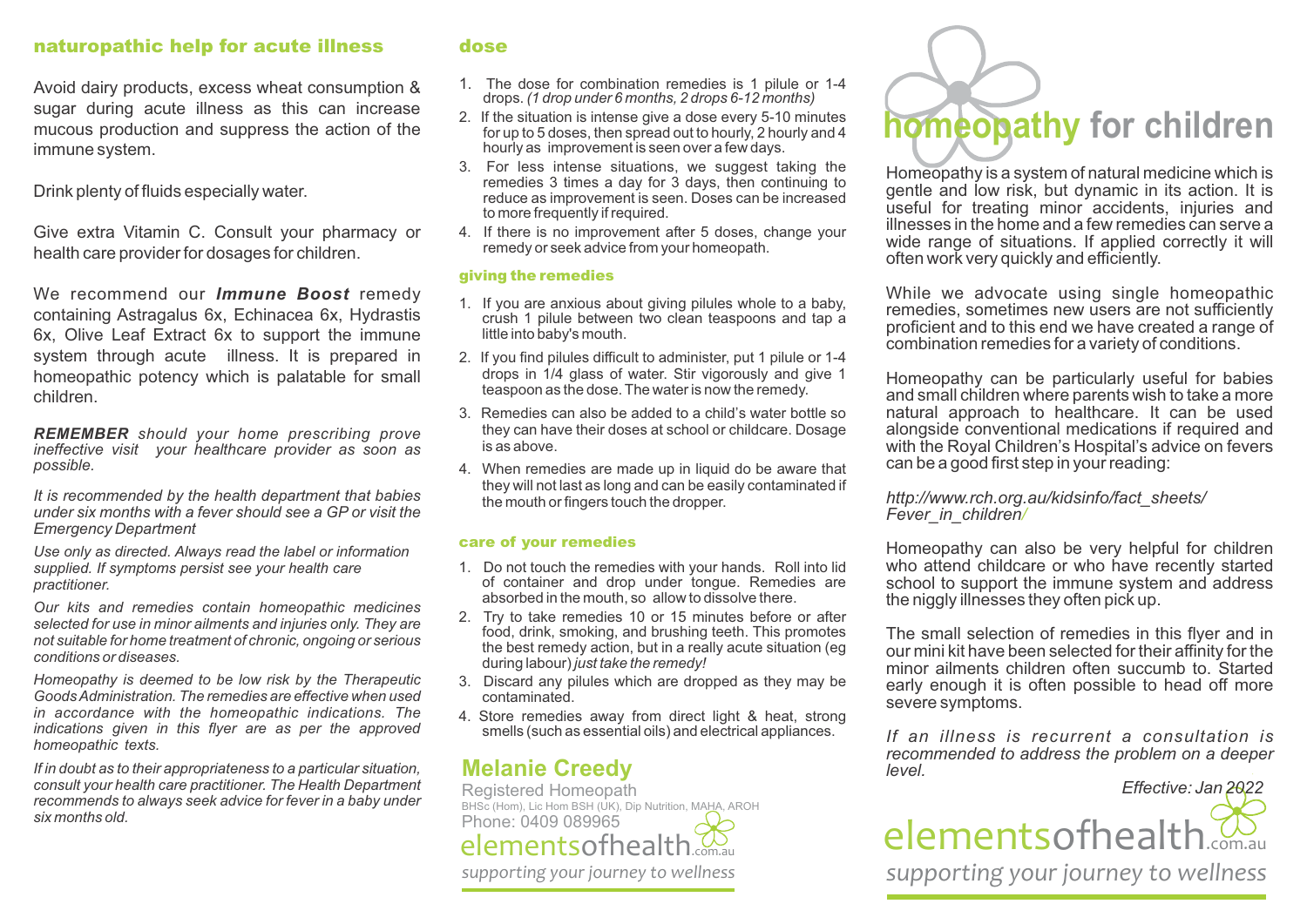## naturopathic help for acute illness

Avoid dairy products, excess wheat consumption & sugar during acute illness as this can increase mucous production and suppress the action of the immune system.

Drink plenty of fluids especially water.

Give extra Vitamin C. Consult your pharmacy or health care provider for dosages for children.

We recommend our ***Immune Boost*** remedy containing Astragalus 6x, Echinacea 6x, Hydrastis 6x, Olive Leaf Extract 6x to support the immune system through acute illness. It is prepared in homeopathic potency which is palatable for small children.

***REMEMBER*** *should your home prescribing prove ineffective visit your healthcare provider as soon as possible.*

*It is recommended by the health department that babies under six months with a fever should see a GP or visit the Emergency Department*

*Use only as directed. Always read the label or information supplied. If symptoms persist see your health care practitioner.*

*Our kits and remedies contain homeopathic medicines selected for use in minor ailments and injuries only. They are not suitable for home treatment of chronic, ongoing or serious conditions or diseases.*

*Homeopathy is deemed to be low risk by the Therapeutic Goods Administration. The remedies are effective when used in accordance with the homeopathic indications. The indications given in this flyer are as per the approved homeopathic texts.*

*If in doubt as to their appropriateness to a particular situation, consult your health care practitioner. The Health Department recommends to always seek advice for fever in a baby under six months old.*

## dose

1. The dose for combination remedies is 1 pilule or 1-4 drops. *(1 drop under 6 months, 2 drops 6-12 months)*
2. If the situation is intense give a dose every 5-10 minutes for up to 5 doses, then spread out to hourly, 2 hourly and 4 hourly as improvement is seen over a few days.
3. For less intense situations, we suggest taking the remedies 3 times a day for 3 days, then continuing to reduce as improvement is seen. Doses can be increased to more frequently if required.
4. If there is no improvement after 5 doses, change your remedy or seek advice from your homeopath.

### giving the remedies

1. If you are anxious about giving pilules whole to a baby, crush 1 pilule between two clean teaspoons and tap a little into baby's mouth.
2. If you find pilules difficult to administer, put 1 pilule or 1-4 drops in 1/4 glass of water. Stir vigorously and give 1 teaspoon as the dose. The water is now the remedy.
3. Remedies can also be added to a child's water bottle so they can have their doses at school or childcare. Dosage is as above.
4. When remedies are made up in liquid do be aware that they will not last as long and can be easily contaminated if the mouth or fingers touch the dropper.

### care of your remedies

1. Do not touch the remedies with your hands. Roll into lid of container and drop under tongue. Remedies are absorbed in the mouth, so allow to dissolve there.
2. Try to take remedies 10 or 15 minutes before or after food, drink, smoking, and brushing teeth. This promotes the best remedy action, but in a really acute situation (eg during labour) *just take the remedy!*
3. Discard any pilules which are dropped as they may be contaminated.
4. Store remedies away from direct light & heat, strong smells (such as essential oils) and electrical appliances.

**Melanie Creedy**
Registered Homeopath
BHSc (Hom), Lic Hom BSH (UK), Dip Nutrition, MAHA, AROH
Phone: 0409 089965
elementsofhealth.com.au
*supporting your journey to wellness*

# homeopathy for children

Homeopathy is a system of natural medicine which is gentle and low risk, but dynamic in its action. It is useful for treating minor accidents, injuries and illnesses in the home and a few remedies can serve a wide range of situations. If applied correctly it will often work very quickly and efficiently.

While we advocate using single homeopathic remedies, sometimes new users are not sufficiently proficient and to this end we have created a range of combination remedies for a variety of conditions.

Homeopathy can be particularly useful for babies and small children where parents wish to take a more natural approach to healthcare. It can be used alongside conventional medications if required and with the Royal Children's Hospital's advice on fevers can be a good first step in your reading:

*http://www.rch.org.au/kidsinfo/fact_sheets/Fever_in_children/*

Homeopathy can also be very helpful for children who attend childcare or who have recently started school to support the immune system and address the niggly illnesses they often pick up.

The small selection of remedies in this flyer and in our mini kit have been selected for their affinity for the minor ailments children often succumb to. Started early enough it is often possible to head off more severe symptoms.

*If an illness is recurrent a consultation is recommended to address the problem on a deeper level.*

*Effective: Jan 2022*

elementsofhealth.com.au
*supporting your journey to wellness*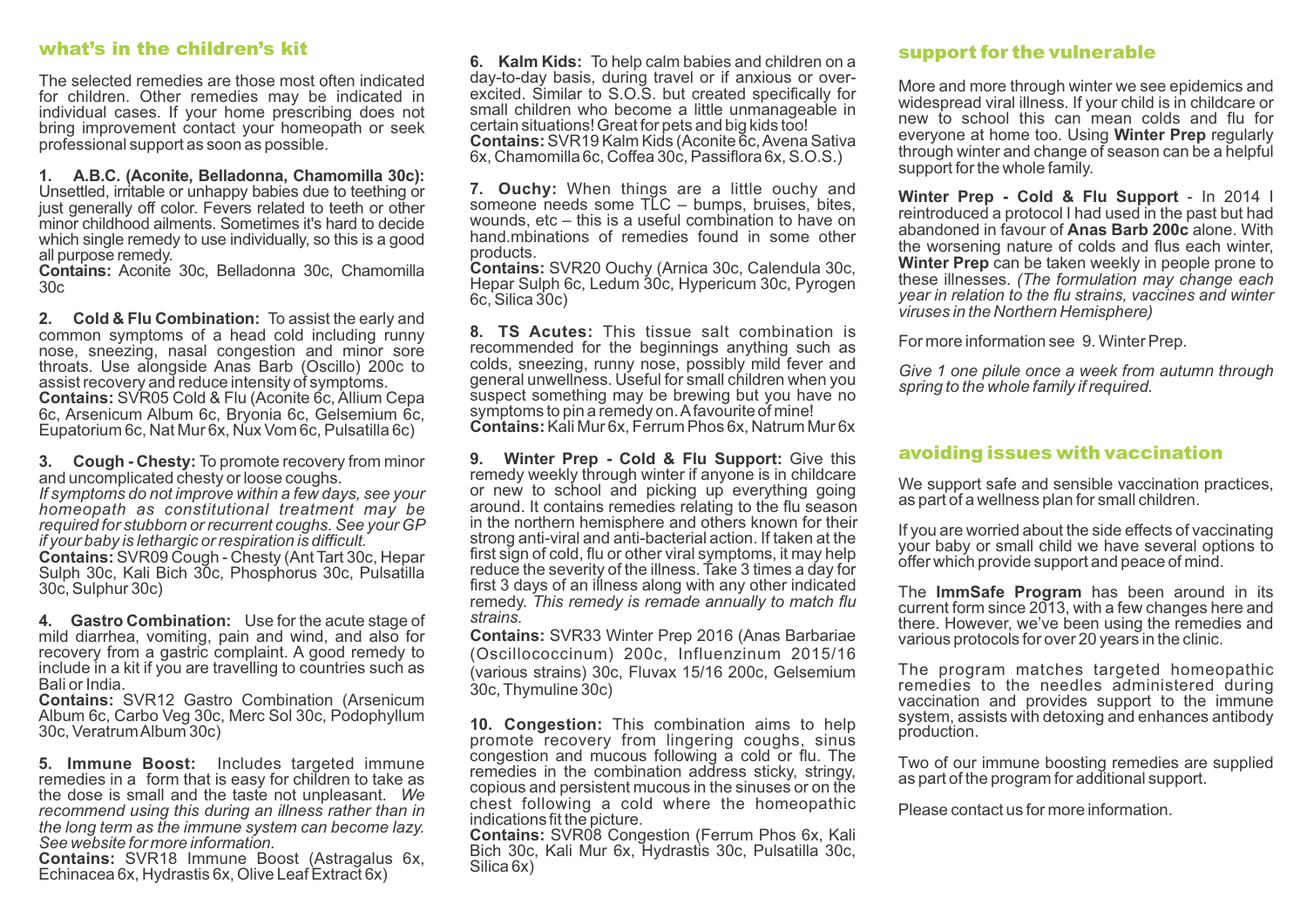## what's in the children's kit

The selected remedies are those most often indicated for children. Other remedies may be indicated in individual cases. If your home prescribing does not bring improvement contact your homeopath or seek professional support as soon as possible.

**1. A.B.C. (Aconite, Belladonna, Chamomilla 30c):** Unsettled, irritable or unhappy babies due to teething or just generally off color. Fevers related to teeth or other minor childhood ailments. Sometimes it's hard to decide which single remedy to use individually, so this is a good all purpose remedy.
**Contains:** Aconite 30c, Belladonna 30c, Chamomilla 30c

**2. Cold & Flu Combination:** To assist the early and common symptoms of a head cold including runny nose, sneezing, nasal congestion and minor sore throats. Use alongside Anas Barb (Oscillo) 200c to assist recovery and reduce intensity of symptoms.
**Contains:** SVR05 Cold & Flu (Aconite 6c, Allium Cepa 6c, Arsenicum Album 6c, Bryonia 6c, Gelsemium 6c, Eupatorium 6c, Nat Mur 6x, Nux Vom 6c, Pulsatilla 6c)

**3. Cough - Chesty:** To promote recovery from minor and uncomplicated chesty or loose coughs.
*If symptoms do not improve within a few days, see your homeopath as constitutional treatment may be required for stubborn or recurrent coughs. See your GP if your baby is lethargic or respiration is difficult.*
**Contains:** SVR09 Cough - Chesty (Ant Tart 30c, Hepar Sulph 30c, Kali Bich 30c, Phosphorus 30c, Pulsatilla 30c, Sulphur 30c)

**4. Gastro Combination:** Use for the acute stage of mild diarrhea, vomiting, pain and wind, and also for recovery from a gastric complaint. A good remedy to include in a kit if you are travelling to countries such as Bali or India.
**Contains:** SVR12 Gastro Combination (Arsenicum Album 6c, Carbo Veg 30c, Merc Sol 30c, Podophyllum 30c, Veratrum Album 30c)

**5. Immune Boost:** Includes targeted immune remedies in a form that is easy for children to take as the dose is small and the taste not unpleasant. *We recommend using this during an illness rather than in the long term as the immune system can become lazy. See website for more information.*
**Contains:** SVR18 Immune Boost (Astragalus 6x, Echinacea 6x, Hydrastis 6x, Olive Leaf Extract 6x)

**6. Kalm Kids:** To help calm babies and children on a day-to-day basis, during travel or if anxious or over-excited. Similar to S.O.S. but created specifically for small children who become a little unmanageable in certain situations! Great for pets and big kids too!
**Contains:** SVR19 Kalm Kids (Aconite 6c, Avena Sativa 6x, Chamomilla 6c, Coffea 30c, Passiflora 6x, S.O.S.)

**7. Ouchy:** When things are a little ouchy and someone needs some TLC – bumps, bruises, bites, wounds, etc – this is a useful combination to have on hand.mbinations of remedies found in some other products.
**Contains:** SVR20 Ouchy (Arnica 30c, Calendula 30c, Hepar Sulph 6c, Ledum 30c, Hypericum 30c, Pyrogen 6c, Silica 30c)

**8. TS Acutes:** This tissue salt combination is recommended for the beginnings anything such as colds, sneezing, runny nose, possibly mild fever and general unwellness. Useful for small children when you suspect something may be brewing but you have no symptoms to pin a remedy on. A favourite of mine!
**Contains:** Kali Mur 6x, Ferrum Phos 6x, Natrum Mur 6x

**9. Winter Prep - Cold & Flu Support:** Give this remedy weekly through winter if anyone is in childcare or new to school and picking up everything going around. It contains remedies relating to the flu season in the northern hemisphere and others known for their strong anti-viral and anti-bacterial action. If taken at the first sign of cold, flu or other viral symptoms, it may help reduce the severity of the illness. Take 3 times a day for first 3 days of an illness along with any other indicated remedy. *This remedy is remade annually to match flu strains.*
**Contains:** SVR33 Winter Prep 2016 (Anas Barbariae (Oscillococcinum) 200c, Influenzinum 2015/16 (various strains) 30c, Fluvax 15/16 200c, Gelsemium 30c, Thymuline 30c)

**10. Congestion:** This combination aims to help promote recovery from lingering coughs, sinus congestion and mucous following a cold or flu. The remedies in the combination address sticky, stringy, copious and persistent mucous in the sinuses or on the chest following a cold where the homeopathic indications fit the picture.
**Contains:** SVR08 Congestion (Ferrum Phos 6x, Kali Bich 30c, Kali Mur 6x, Hydrastis 30c, Pulsatilla 30c, Silica 6x)

## support for the vulnerable

More and more through winter we see epidemics and widespread viral illness. If your child is in childcare or new to school this can mean colds and flu for everyone at home too. Using **Winter Prep** regularly through winter and change of season can be a helpful support for the whole family.

**Winter Prep - Cold & Flu Support** - In 2014 I reintroduced a protocol I had used in the past but had abandoned in favour of **Anas Barb 200c** alone. With the worsening nature of colds and flus each winter, **Winter Prep** can be taken weekly in people prone to these illnesses. *(The formulation may change each year in relation to the flu strains, vaccines and winter viruses in the Northern Hemisphere)*

For more information see 9. Winter Prep.

*Give 1 one pilule once a week from autumn through spring to the whole family if required.*

## avoiding issues with vaccination

We support safe and sensible vaccination practices, as part of a wellness plan for small children.

If you are worried about the side effects of vaccinating your baby or small child we have several options to offer which provide support and peace of mind.

The **ImmSafe Program** has been around in its current form since 2013, with a few changes here and there. However, we've been using the remedies and various protocols for over 20 years in the clinic.

The program matches targeted homeopathic remedies to the needles administered during vaccination and provides support to the immune system, assists with detoxing and enhances antibody production.

Two of our immune boosting remedies are supplied as part of the program for additional support.

Please contact us for more information.